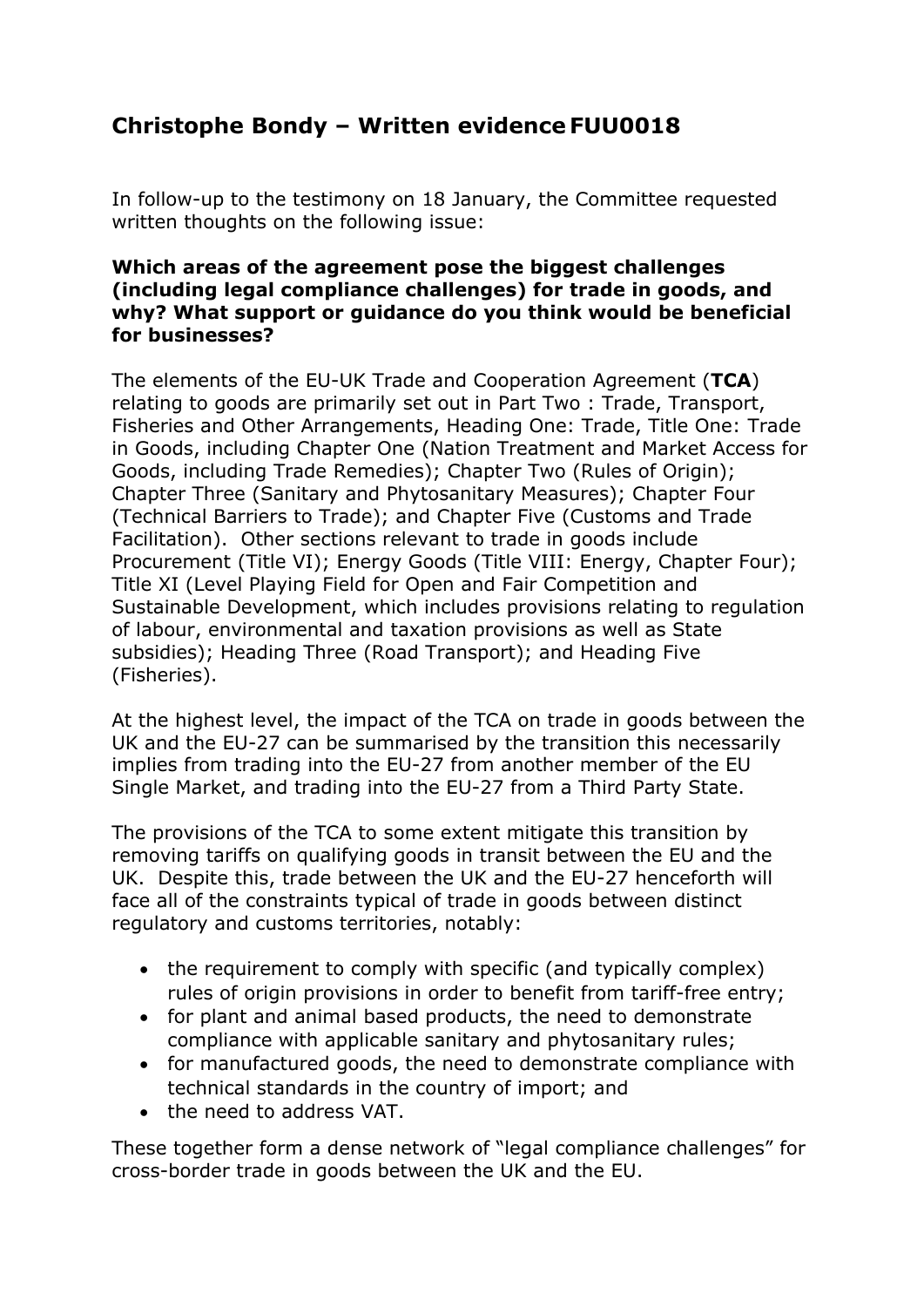# Christophe Bondy – Written evidence FUU0018

In follow-up to the testimony on 18 January, the Committee requested written thoughts on the following issue:

**Which areas of the agreement pose the biggest challenges (including legal compliance challenges) for trade in goods, and why? What support or guidance do you think would be beneficial for businesses?**

The elements of the EU-UK Trade and Cooperation Agreement (**TCA**) relating to goods are primarily set out in Part Two : Trade, Transport, Fisheries and Other Arrangements, Heading One: Trade, Title One: Trade in Goods, including Chapter One (Nation Treatment and Market Access for Goods, including Trade Remedies); Chapter Two (Rules of Origin); Chapter Three (Sanitary and Phytosanitary Measures); Chapter Four (Technical Barriers to Trade); and Chapter Five (Customs and Trade Facilitation). Other sections relevant to trade in goods include Procurement (Title VI); Energy Goods (Title VIII: Energy, Chapter Four); Title XI (Level Playing Field for Open and Fair Competition and Sustainable Development, which includes provisions relating to regulation of labour, environmental and taxation provisions as well as State subsidies); Heading Three (Road Transport); and Heading Five (Fisheries).

At the highest level, the impact of the TCA on trade in goods between the UK and the EU-27 can be summarised by the transition this necessarily implies from trading into the EU-27 from another member of the EU Single Market, and trading into the EU-27 from a Third Party State.

The provisions of the TCA to some extent mitigate this transition by removing tariffs on qualifying goods in transit between the EU and the UK. Despite this, trade between the UK and the EU-27 henceforth will face all of the constraints typical of trade in goods between distinct regulatory and customs territories, notably:

- the requirement to comply with specific (and typically complex) rules of origin provisions in order to benefit from tariff-free entry;
- for plant and animal based products, the need to demonstrate compliance with applicable sanitary and phytosanitary rules;
- for manufactured goods, the need to demonstrate compliance with technical standards in the country of import; and
- the need to address VAT.

These together form a dense network of "legal compliance challenges" for cross-border trade in goods between the UK and the EU.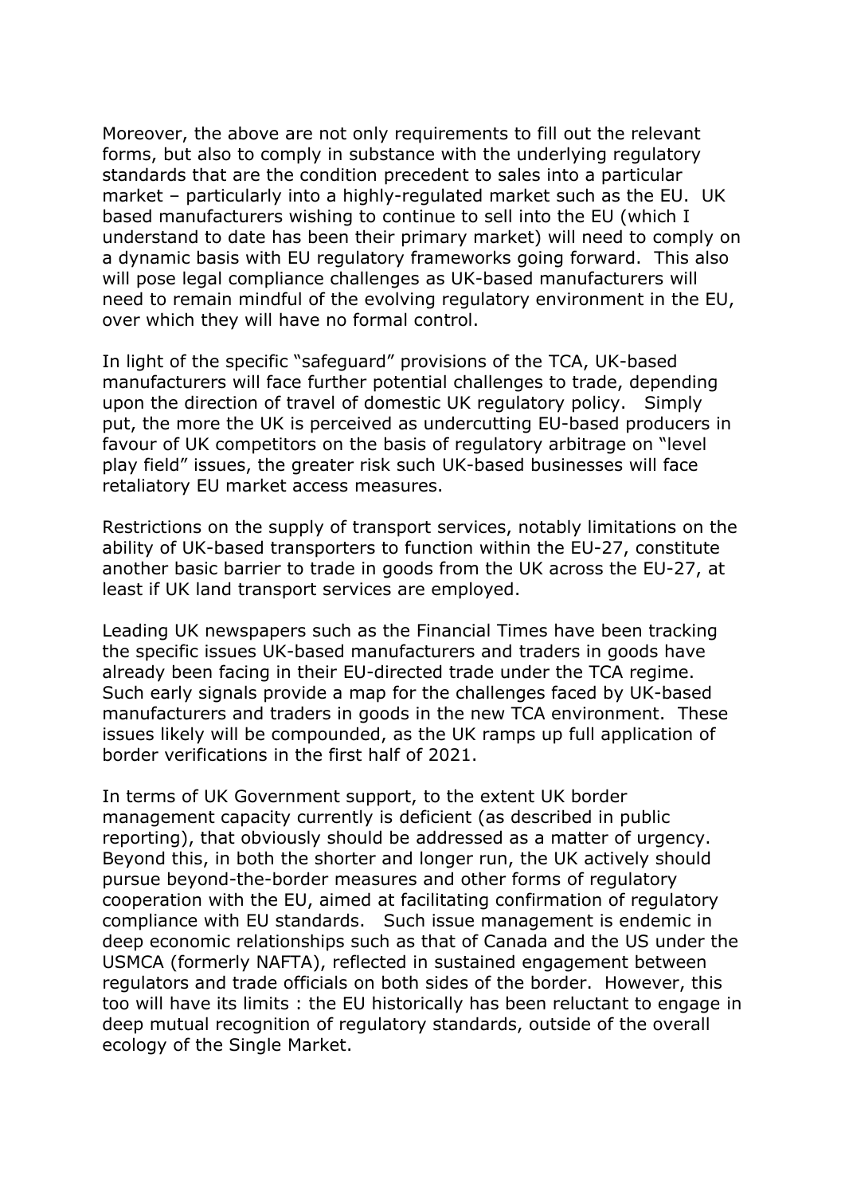Moreover, the above are not only requirements to fill out the relevant forms, but also to comply in substance with the underlying regulatory standards that are the condition precedent to sales into a particular market – particularly into a highly-regulated market such as the EU. UK based manufacturers wishing to continue to sell into the EU (which I understand to date has been their primary market) will need to comply on a dynamic basis with EU regulatory frameworks going forward. This also will pose legal compliance challenges as UK-based manufacturers will need to remain mindful of the evolving regulatory environment in the EU, over which they will have no formal control.

In light of the specific "safeguard" provisions of the TCA, UK-based manufacturers will face further potential challenges to trade, depending upon the direction of travel of domestic UK regulatory policy. Simply put, the more the UK is perceived as undercutting EU-based producers in favour of UK competitors on the basis of regulatory arbitrage on "level play field" issues, the greater risk such UK-based businesses will face retaliatory EU market access measures.

Restrictions on the supply of transport services, notably limitations on the ability of UK-based transporters to function within the EU-27, constitute another basic barrier to trade in goods from the UK across the EU-27, at least if UK land transport services are employed.

Leading UK newspapers such as the Financial Times have been tracking the specific issues UK-based manufacturers and traders in goods have already been facing in their EU-directed trade under the TCA regime. Such early signals provide a map for the challenges faced by UK-based manufacturers and traders in goods in the new TCA environment. These issues likely will be compounded, as the UK ramps up full application of border verifications in the first half of 2021.

In terms of UK Government support, to the extent UK border management capacity currently is deficient (as described in public reporting), that obviously should be addressed as a matter of urgency. Beyond this, in both the shorter and longer run, the UK actively should pursue beyond-the-border measures and other forms of regulatory cooperation with the EU, aimed at facilitating confirmation of regulatory compliance with EU standards. Such issue management is endemic in deep economic relationships such as that of Canada and the US under the USMCA (formerly NAFTA), reflected in sustained engagement between regulators and trade officials on both sides of the border. However, this too will have its limits : the EU historically has been reluctant to engage in deep mutual recognition of regulatory standards, outside of the overall ecology of the Single Market.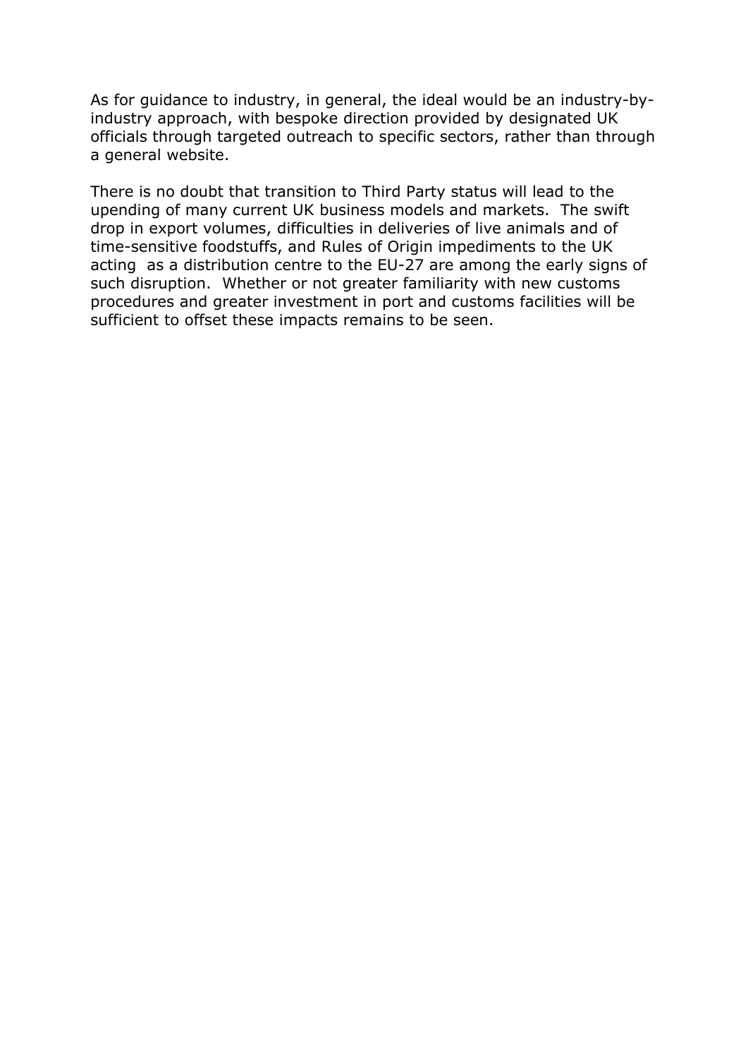As for guidance to industry, in general, the ideal would be an industry-by-industry approach, with bespoke direction provided by designated UK officials through targeted outreach to specific sectors, rather than through a general website.

There is no doubt that transition to Third Party status will lead to the upending of many current UK business models and markets. The swift drop in export volumes, difficulties in deliveries of live animals and of time-sensitive foodstuffs, and Rules of Origin impediments to the UK acting as a distribution centre to the EU-27 are among the early signs of such disruption. Whether or not greater familiarity with new customs procedures and greater investment in port and customs facilities will be sufficient to offset these impacts remains to be seen.